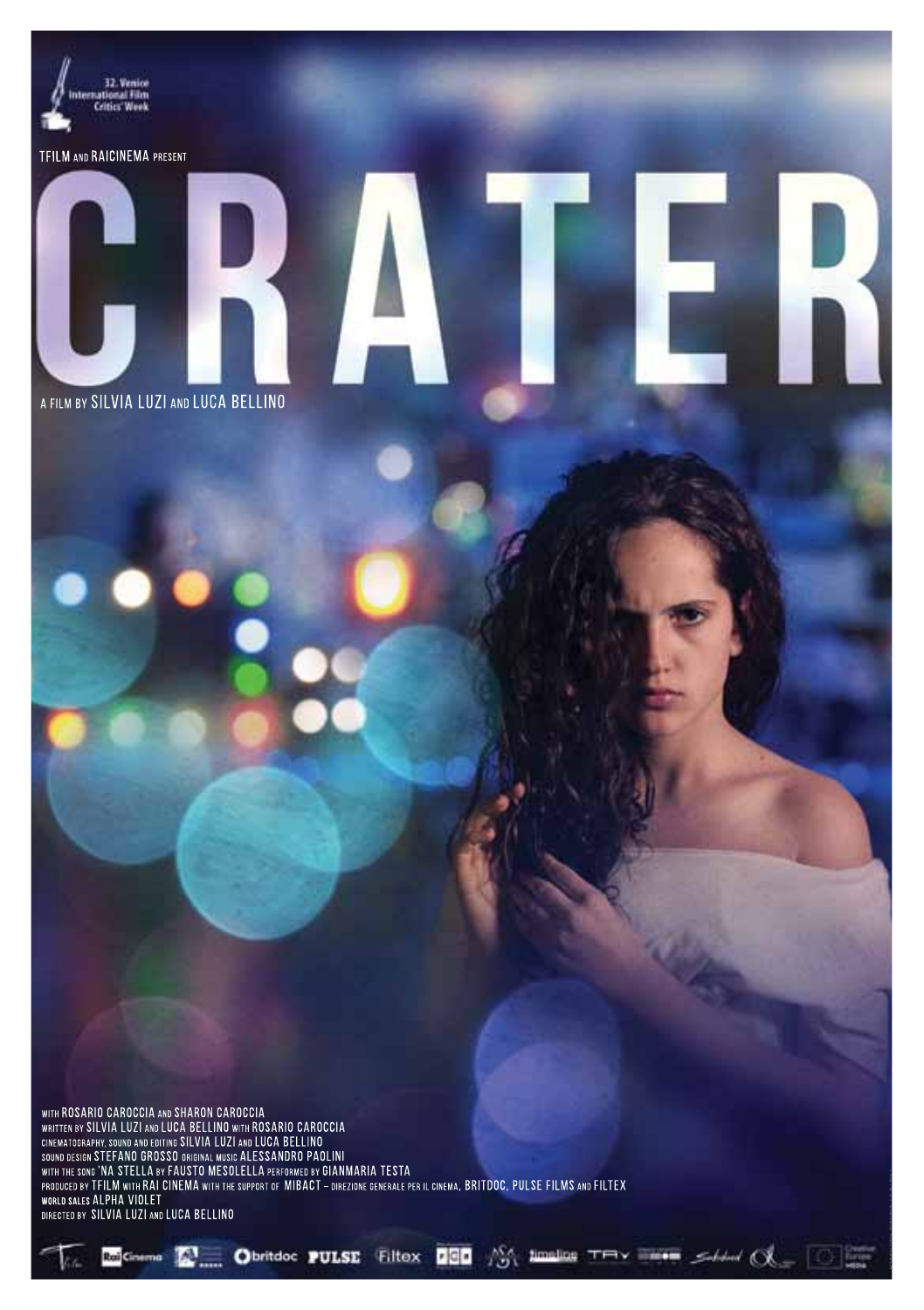32. Venice International Film Critics' Week

TFILM AND RAICINEMA PRESENT

# CRATER

A FILM BY SILVIA LUZI AND LUCA BELLINO

WITH ROSARIO CAROCCIA AND SHARON CAROCCIA
WRITTEN BY SILVIA LUZI AND LUCA BELLINO WITH ROSARIO CAROCCIA
CINEMATOGRAPHY, SOUND AND EDITING SILVIA LUZI AND LUCA BELLINO
SOUND DESIGN STEFANO GROSSO ORIGINAL MUSIC ALESSANDRO PAOLINI
WITH THE SONG 'NA STELLA BY FAUSTO MESOLELLA PERFORMED BY GIANMARIA TESTA
PRODUCED BY TFILM WITH RAI CINEMA WITH THE SUPPORT OF MIBACT – DIREZIONE GENERALE PER IL CINEMA, BRITDOC, PULSE FILMS AND FILTEX
WORLD SALES ALPHA VIOLET
DIRECTED BY SILVIA LUZI AND LUCA BELLINO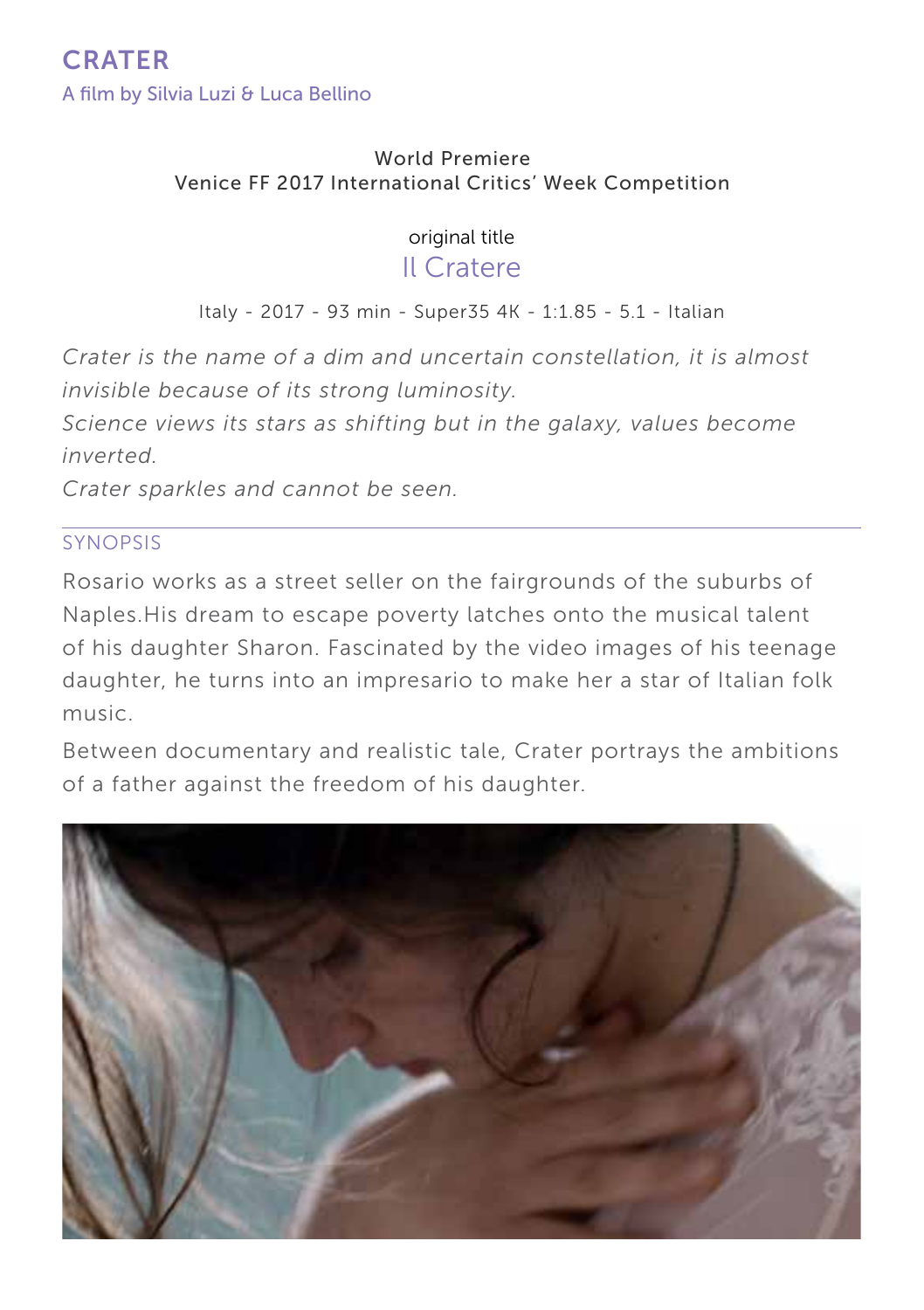# CRATER

A film by Silvia Luzi & Luca Bellino

World Premiere
Venice FF 2017 International Critics' Week Competition

original title
Il Cratere

Italy - 2017 - 93 min - Super35 4K - 1:1.85 - 5.1 - Italian

*Crater is the name of a dim and uncertain constellation, it is almost invisible because of its strong luminosity.*
*Science views its stars as shifting but in the galaxy, values become inverted.*
*Crater sparkles and cannot be seen.*

## SYNOPSIS

Rosario works as a street seller on the fairgrounds of the suburbs of Naples.His dream to escape poverty latches onto the musical talent of his daughter Sharon. Fascinated by the video images of his teenage daughter, he turns into an impresario to make her a star of Italian folk music.

Between documentary and realistic tale, Crater portrays the ambitions of a father against the freedom of his daughter.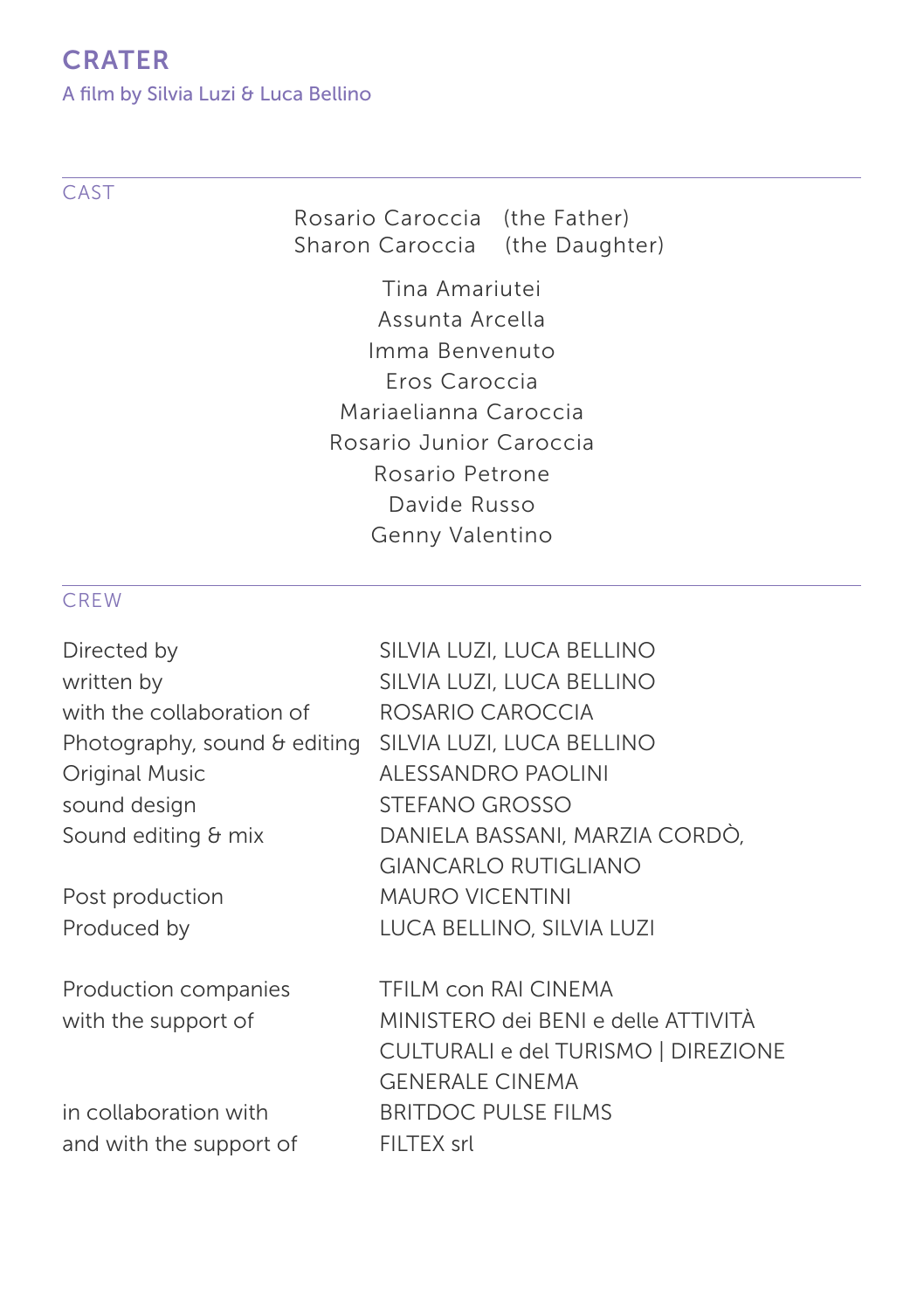# CRATER

A film by Silvia Luzi & Luca Bellino

## CAST

Rosario Caroccia (the Father)
Sharon Caroccia (the Daughter)

Tina Amariutei
Assunta Arcella
Imma Benvenuto
Eros Caroccia
Mariaelianna Caroccia
Rosario Junior Caroccia
Rosario Petrone
Davide Russo
Genny Valentino

## CREW

| | |
|---|---|
| Directed by | SILVIA LUZI, LUCA BELLINO |
| written by | SILVIA LUZI, LUCA BELLINO |
| with the collaboration of | ROSARIO CAROCCIA |
| Photography, sound & editing | SILVIA LUZI, LUCA BELLINO |
| Original Music | ALESSANDRO PAOLINI |
| sound design | STEFANO GROSSO |
| Sound editing & mix | DANIELA BASSANI, MARZIA CORDÒ, GIANCARLO RUTIGLIANO |
| Post production | MAURO VICENTINI |
| Produced by | LUCA BELLINO, SILVIA LUZI |
| Production companies | TFILM con RAI CINEMA |
| with the support of | MINISTERO dei BENI e delle ATTIVITÀ CULTURALI e del TURISMO \| DIREZIONE GENERALE CINEMA |
| in collaboration with | BRITDOC PULSE FILMS |
| and with the support of | FILTEX srl |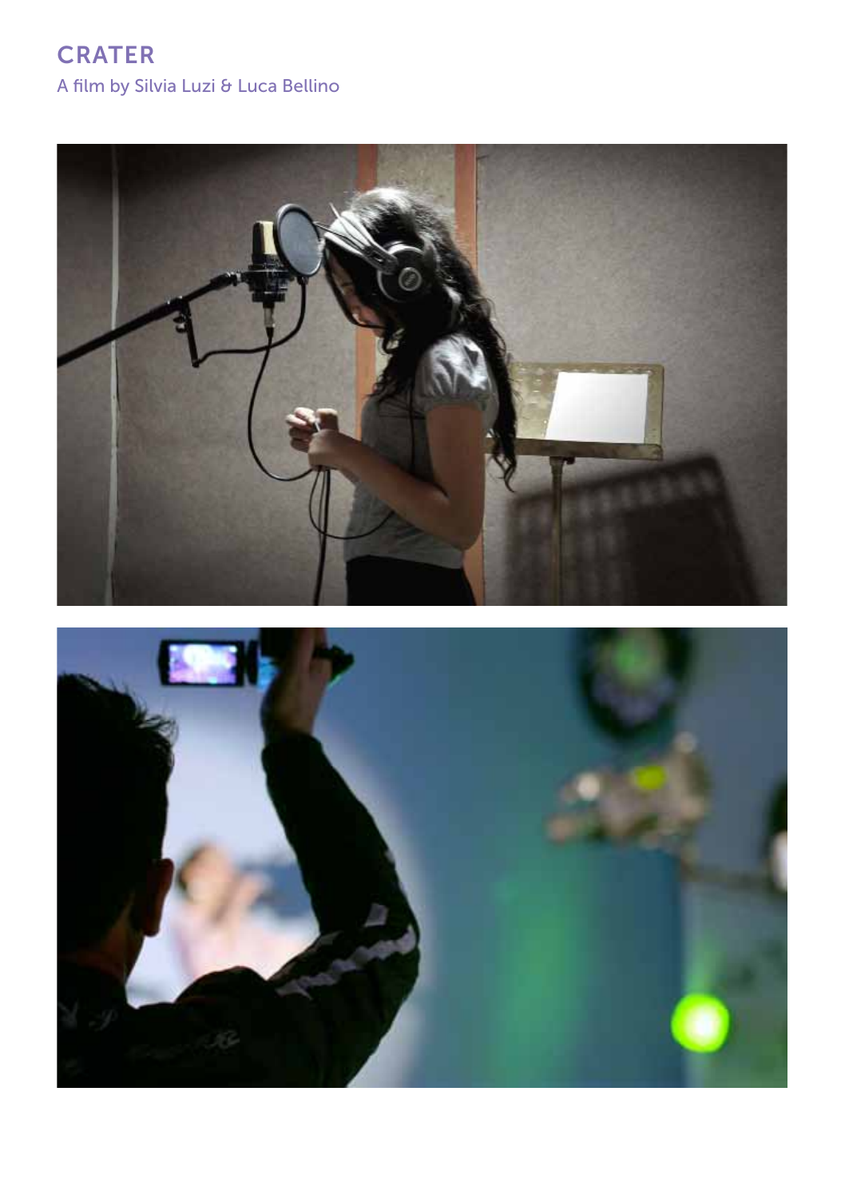CRATER

A film by Silvia Luzi & Luca Bellino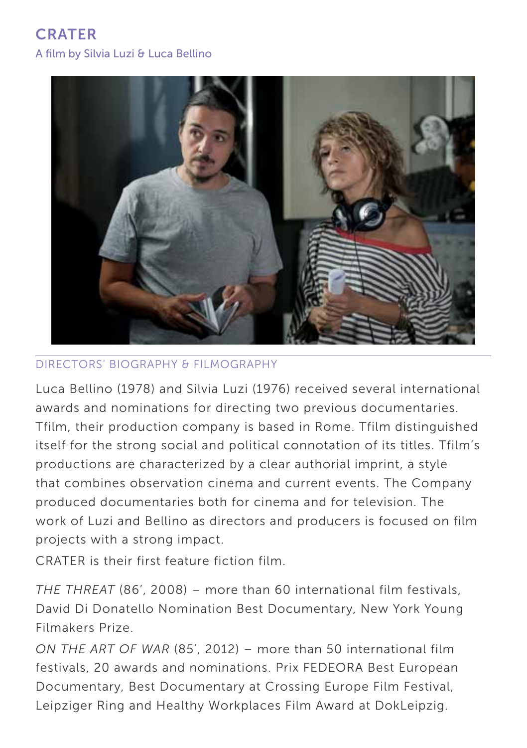# CRATER

A film by Silvia Luzi & Luca Bellino

DIRECTORS' BIOGRAPHY & FILMOGRAPHY

Luca Bellino (1978) and Silvia Luzi (1976) received several international awards and nominations for directing two previous documentaries. Tfilm, their production company is based in Rome. Tfilm distinguished itself for the strong social and political connotation of its titles. Tfilm's productions are characterized by a clear authorial imprint, a style that combines observation cinema and current events. The Company produced documentaries both for cinema and for television. The work of Luzi and Bellino as directors and producers is focused on film projects with a strong impact.

CRATER is their first feature fiction film.

*THE THREAT* (86', 2008) – more than 60 international film festivals, David Di Donatello Nomination Best Documentary, New York Young Filmakers Prize.

*ON THE ART OF WAR* (85', 2012) – more than 50 international film festivals, 20 awards and nominations. Prix FEDEORA Best European Documentary, Best Documentary at Crossing Europe Film Festival, Leipziger Ring and Healthy Workplaces Film Award at DokLeipzig.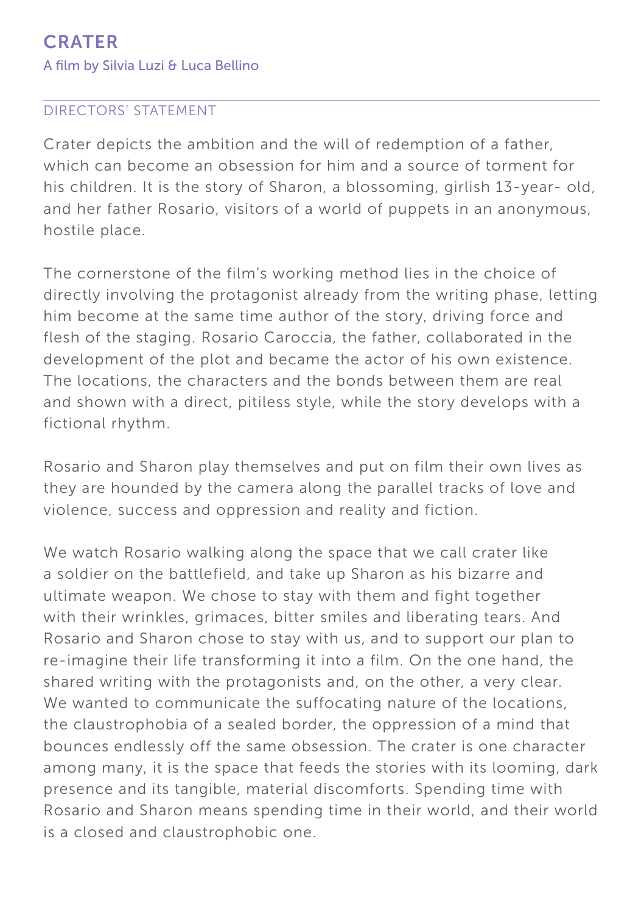# CRATER

A film by Silvia Luzi & Luca Bellino

## DIRECTORS' STATEMENT

Crater depicts the ambition and the will of redemption of a father, which can become an obsession for him and a source of torment for his children. It is the story of Sharon, a blossoming, girlish 13-year- old, and her father Rosario, visitors of a world of puppets in an anonymous, hostile place.

The cornerstone of the film's working method lies in the choice of directly involving the protagonist already from the writing phase, letting him become at the same time author of the story, driving force and flesh of the staging. Rosario Caroccia, the father, collaborated in the development of the plot and became the actor of his own existence. The locations, the characters and the bonds between them are real and shown with a direct, pitiless style, while the story develops with a fictional rhythm.

Rosario and Sharon play themselves and put on film their own lives as they are hounded by the camera along the parallel tracks of love and violence, success and oppression and reality and fiction.

We watch Rosario walking along the space that we call crater like a soldier on the battlefield, and take up Sharon as his bizarre and ultimate weapon. We chose to stay with them and fight together with their wrinkles, grimaces, bitter smiles and liberating tears. And Rosario and Sharon chose to stay with us, and to support our plan to re-imagine their life transforming it into a film. On the one hand, the shared writing with the protagonists and, on the other, a very clear. We wanted to communicate the suffocating nature of the locations, the claustrophobia of a sealed border, the oppression of a mind that bounces endlessly off the same obsession. The crater is one character among many, it is the space that feeds the stories with its looming, dark presence and its tangible, material discomforts. Spending time with Rosario and Sharon means spending time in their world, and their world is a closed and claustrophobic one.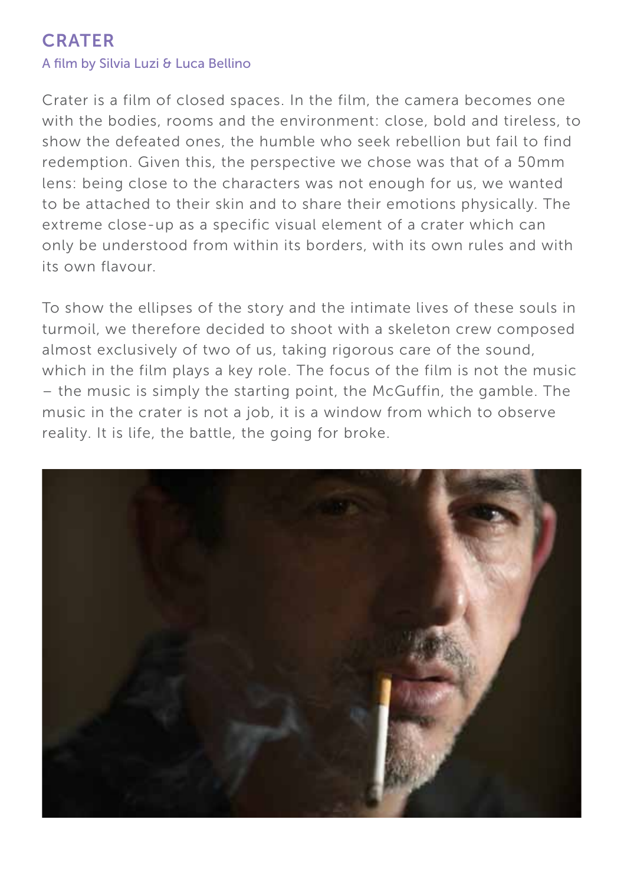## CRATER

A film by Silvia Luzi & Luca Bellino

Crater is a film of closed spaces. In the film, the camera becomes one with the bodies, rooms and the environment: close, bold and tireless, to show the defeated ones, the humble who seek rebellion but fail to find redemption. Given this, the perspective we chose was that of a 50mm lens: being close to the characters was not enough for us, we wanted to be attached to their skin and to share their emotions physically. The extreme close-up as a specific visual element of a crater which can only be understood from within its borders, with its own rules and with its own flavour.

To show the ellipses of the story and the intimate lives of these souls in turmoil, we therefore decided to shoot with a skeleton crew composed almost exclusively of two of us, taking rigorous care of the sound, which in the film plays a key role. The focus of the film is not the music – the music is simply the starting point, the McGuffin, the gamble. The music in the crater is not a job, it is a window from which to observe reality. It is life, the battle, the going for broke.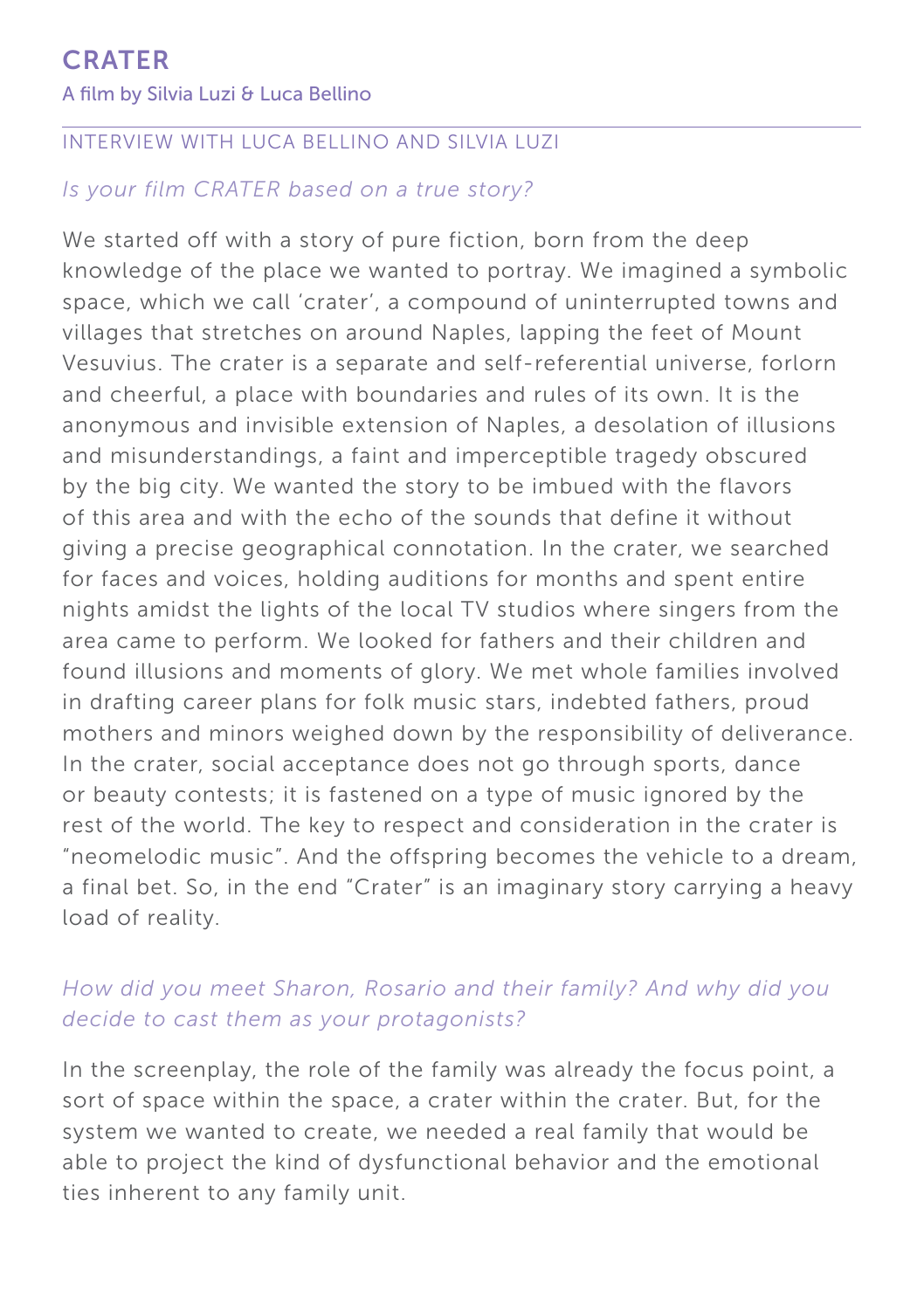# CRATER

A film by Silvia Luzi & Luca Bellino

INTERVIEW WITH LUCA BELLINO AND SILVIA LUZI

*Is your film CRATER based on a true story?*

We started off with a story of pure fiction, born from the deep knowledge of the place we wanted to portray. We imagined a symbolic space, which we call 'crater', a compound of uninterrupted towns and villages that stretches on around Naples, lapping the feet of Mount Vesuvius. The crater is a separate and self-referential universe, forlorn and cheerful, a place with boundaries and rules of its own. It is the anonymous and invisible extension of Naples, a desolation of illusions and misunderstandings, a faint and imperceptible tragedy obscured by the big city. We wanted the story to be imbued with the flavors of this area and with the echo of the sounds that define it without giving a precise geographical connotation. In the crater, we searched for faces and voices, holding auditions for months and spent entire nights amidst the lights of the local TV studios where singers from the area came to perform. We looked for fathers and their children and found illusions and moments of glory. We met whole families involved in drafting career plans for folk music stars, indebted fathers, proud mothers and minors weighed down by the responsibility of deliverance. In the crater, social acceptance does not go through sports, dance or beauty contests; it is fastened on a type of music ignored by the rest of the world. The key to respect and consideration in the crater is "neomelodic music". And the offspring becomes the vehicle to a dream, a final bet. So, in the end "Crater" is an imaginary story carrying a heavy load of reality.

*How did you meet Sharon, Rosario and their family? And why did you decide to cast them as your protagonists?*

In the screenplay, the role of the family was already the focus point, a sort of space within the space, a crater within the crater. But, for the system we wanted to create, we needed a real family that would be able to project the kind of dysfunctional behavior and the emotional ties inherent to any family unit.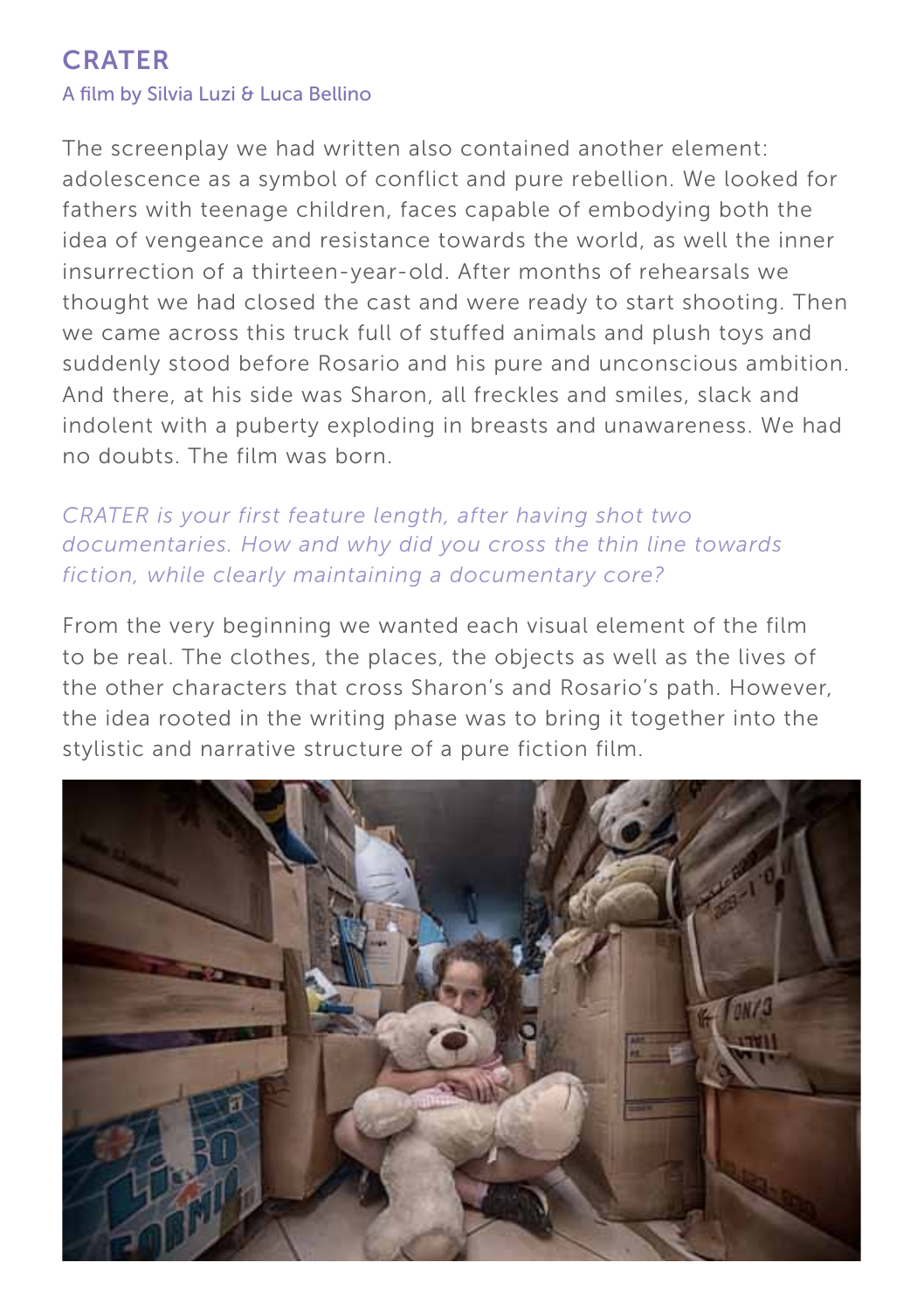## CRATER

A film by Silvia Luzi & Luca Bellino

The screenplay we had written also contained another element: adolescence as a symbol of conflict and pure rebellion. We looked for fathers with teenage children, faces capable of embodying both the idea of vengeance and resistance towards the world, as well the inner insurrection of a thirteen-year-old. After months of rehearsals we thought we had closed the cast and were ready to start shooting. Then we came across this truck full of stuffed animals and plush toys and suddenly stood before Rosario and his pure and unconscious ambition. And there, at his side was Sharon, all freckles and smiles, slack and indolent with a puberty exploding in breasts and unawareness. We had no doubts. The film was born.

*CRATER is your first feature length, after having shot two documentaries. How and why did you cross the thin line towards fiction, while clearly maintaining a documentary core?*

From the very beginning we wanted each visual element of the film to be real. The clothes, the places, the objects as well as the lives of the other characters that cross Sharon's and Rosario's path. However, the idea rooted in the writing phase was to bring it together into the stylistic and narrative structure of a pure fiction film.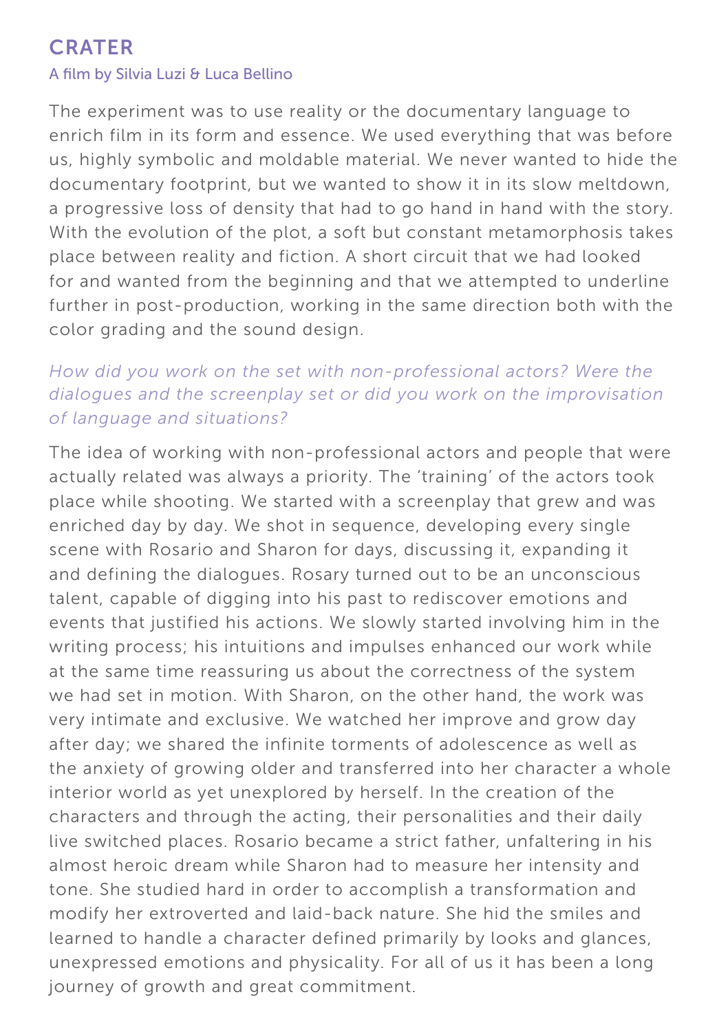## CRATER

A film by Silvia Luzi & Luca Bellino

The experiment was to use reality or the documentary language to enrich film in its form and essence. We used everything that was before us, highly symbolic and moldable material. We never wanted to hide the documentary footprint, but we wanted to show it in its slow meltdown, a progressive loss of density that had to go hand in hand with the story. With the evolution of the plot, a soft but constant metamorphosis takes place between reality and fiction. A short circuit that we had looked for and wanted from the beginning and that we attempted to underline further in post-production, working in the same direction both with the color grading and the sound design.

*How did you work on the set with non-professional actors? Were the dialogues and the screenplay set or did you work on the improvisation of language and situations?*

The idea of working with non-professional actors and people that were actually related was always a priority. The 'training' of the actors took place while shooting. We started with a screenplay that grew and was enriched day by day. We shot in sequence, developing every single scene with Rosario and Sharon for days, discussing it, expanding it and defining the dialogues. Rosary turned out to be an unconscious talent, capable of digging into his past to rediscover emotions and events that justified his actions. We slowly started involving him in the writing process; his intuitions and impulses enhanced our work while at the same time reassuring us about the correctness of the system we had set in motion. With Sharon, on the other hand, the work was very intimate and exclusive. We watched her improve and grow day after day; we shared the infinite torments of adolescence as well as the anxiety of growing older and transferred into her character a whole interior world as yet unexplored by herself. In the creation of the characters and through the acting, their personalities and their daily live switched places. Rosario became a strict father, unfaltering in his almost heroic dream while Sharon had to measure her intensity and tone. She studied hard in order to accomplish a transformation and modify her extroverted and laid-back nature. She hid the smiles and learned to handle a character defined primarily by looks and glances, unexpressed emotions and physicality. For all of us it has been a long journey of growth and great commitment.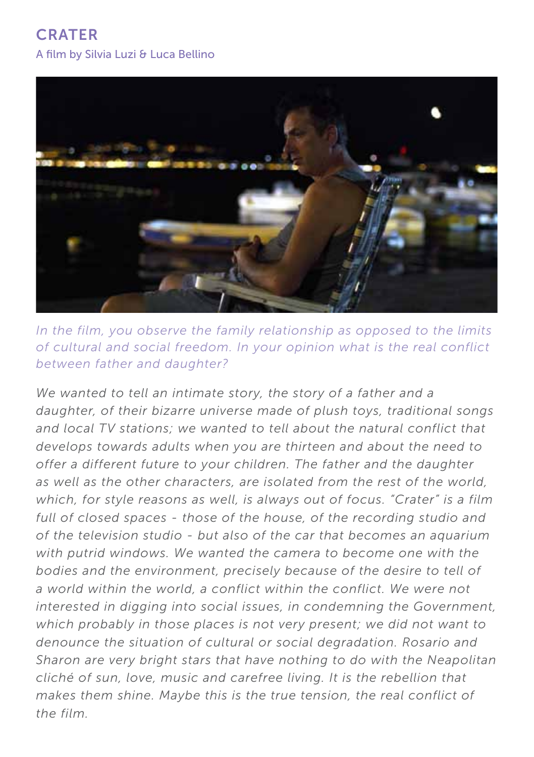## CRATER

A film by Silvia Luzi & Luca Bellino

*In the film, you observe the family relationship as opposed to the limits of cultural and social freedom. In your opinion what is the real conflict between father and daughter?*

*We wanted to tell an intimate story, the story of a father and a daughter, of their bizarre universe made of plush toys, traditional songs and local TV stations; we wanted to tell about the natural conflict that develops towards adults when you are thirteen and about the need to offer a different future to your children. The father and the daughter as well as the other characters, are isolated from the rest of the world, which, for style reasons as well, is always out of focus. "Crater" is a film full of closed spaces - those of the house, of the recording studio and of the television studio - but also of the car that becomes an aquarium with putrid windows. We wanted the camera to become one with the bodies and the environment, precisely because of the desire to tell of a world within the world, a conflict within the conflict. We were not interested in digging into social issues, in condemning the Government, which probably in those places is not very present; we did not want to denounce the situation of cultural or social degradation. Rosario and Sharon are very bright stars that have nothing to do with the Neapolitan cliché of sun, love, music and carefree living. It is the rebellion that makes them shine. Maybe this is the true tension, the real conflict of the film.*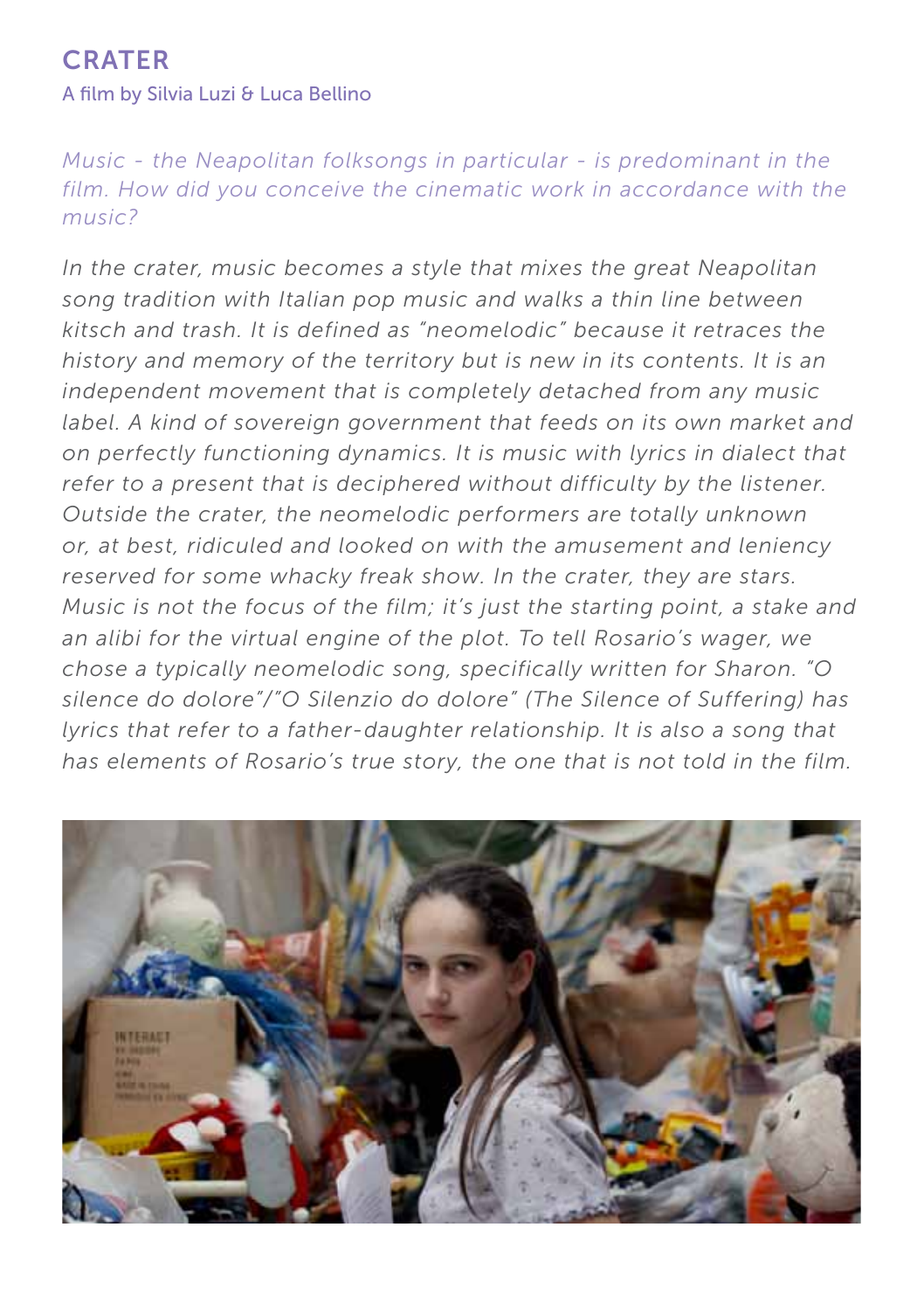# CRATER

A film by Silvia Luzi & Luca Bellino

*Music - the Neapolitan folksongs in particular - is predominant in the film. How did you conceive the cinematic work in accordance with the music?*

*In the crater, music becomes a style that mixes the great Neapolitan song tradition with Italian pop music and walks a thin line between kitsch and trash. It is defined as "neomelodic" because it retraces the history and memory of the territory but is new in its contents. It is an independent movement that is completely detached from any music label. A kind of sovereign government that feeds on its own market and on perfectly functioning dynamics. It is music with lyrics in dialect that refer to a present that is deciphered without difficulty by the listener. Outside the crater, the neomelodic performers are totally unknown or, at best, ridiculed and looked on with the amusement and leniency reserved for some whacky freak show. In the crater, they are stars. Music is not the focus of the film; it's just the starting point, a stake and an alibi for the virtual engine of the plot. To tell Rosario's wager, we chose a typically neomelodic song, specifically written for Sharon. "O silence do dolore"/"O Silenzio do dolore" (The Silence of Suffering) has lyrics that refer to a father-daughter relationship. It is also a song that has elements of Rosario's true story, the one that is not told in the film.*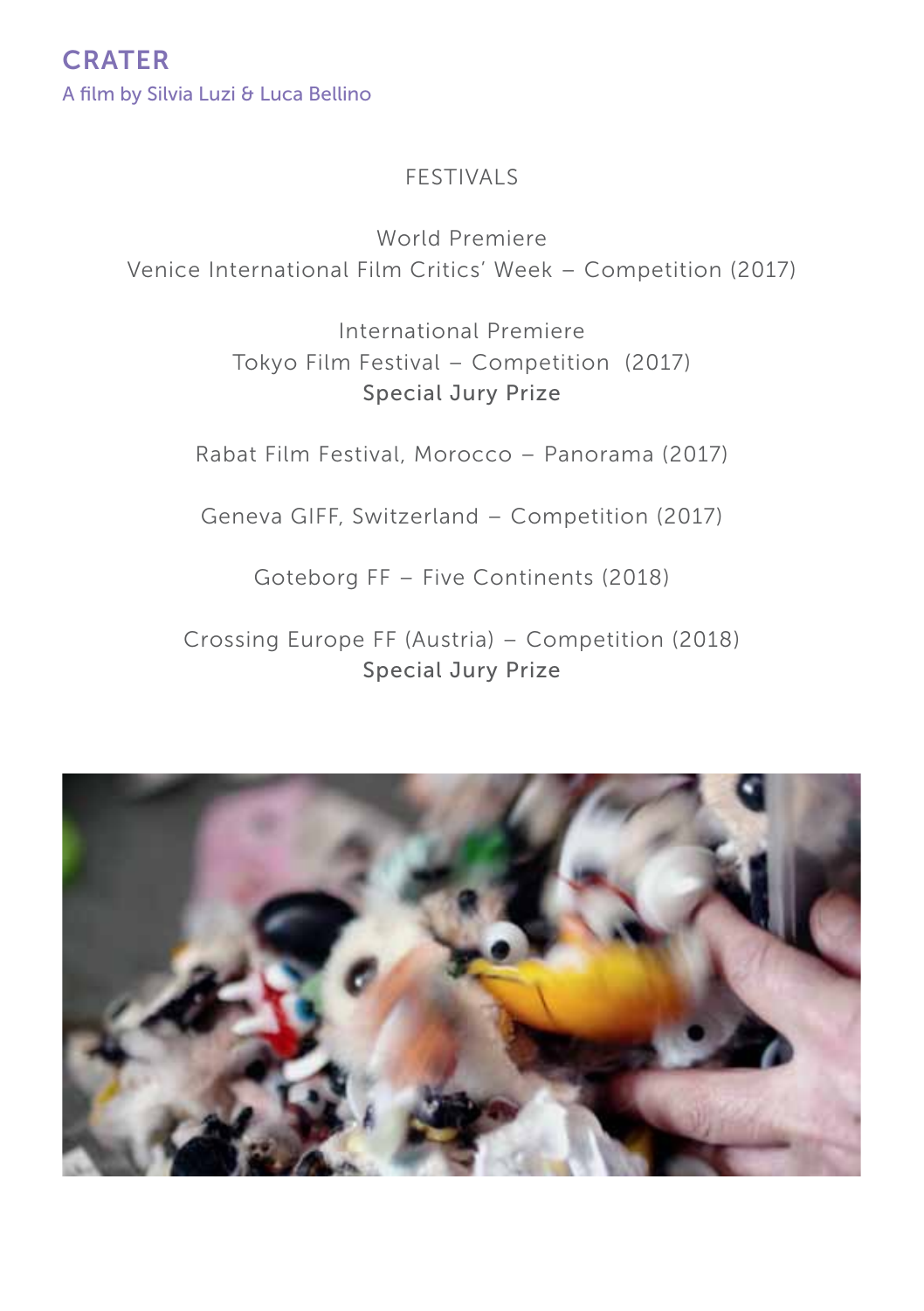# CRATER

A film by Silvia Luzi & Luca Bellino

## FESTIVALS

World Premiere
Venice International Film Critics' Week – Competition (2017)

International Premiere
Tokyo Film Festival – Competition (2017)
**Special Jury Prize**

Rabat Film Festival, Morocco – Panorama (2017)

Geneva GIFF, Switzerland – Competition (2017)

Goteborg FF – Five Continents (2018)

Crossing Europe FF (Austria) – Competition (2018)
**Special Jury Prize**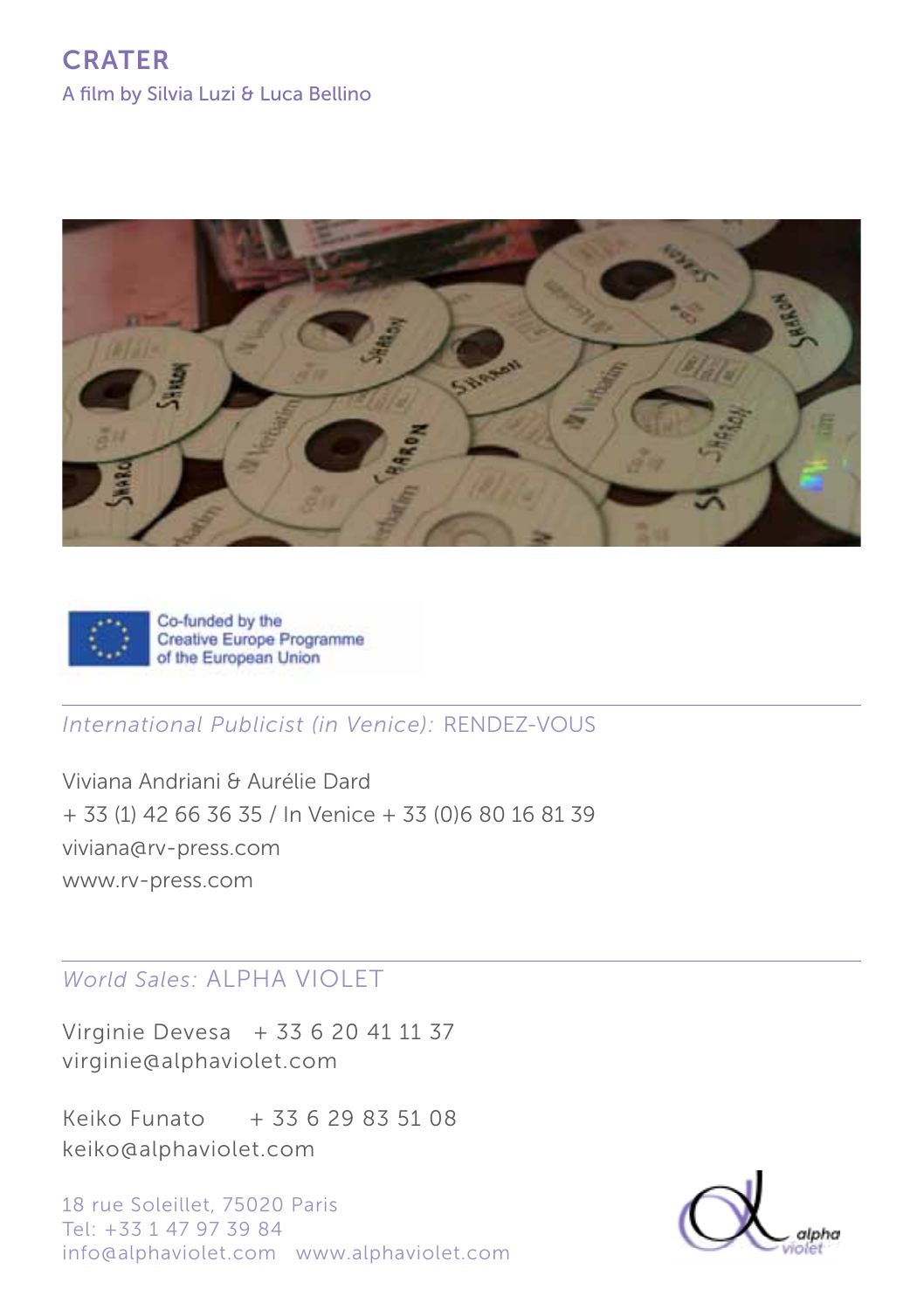# CRATER

A film by Silvia Luzi & Luca Bellino

Co-funded by the Creative Europe Programme of the European Union

---

*International Publicist (in Venice):* RENDEZ-VOUS

Viviana Andriani & Aurélie Dard
+ 33 (1) 42 66 36 35 / In Venice + 33 (0)6 80 16 81 39
viviana@rv-press.com
www.rv-press.com

---

*World Sales:* ALPHA VIOLET

Virginie Devesa + 33 6 20 41 11 37
virginie@alphaviolet.com

Keiko Funato + 33 6 29 83 51 08
keiko@alphaviolet.com

18 rue Soleillet, 75020 Paris
Tel: +33 1 47 97 39 84
info@alphaviolet.com www.alphaviolet.com

alpha violet